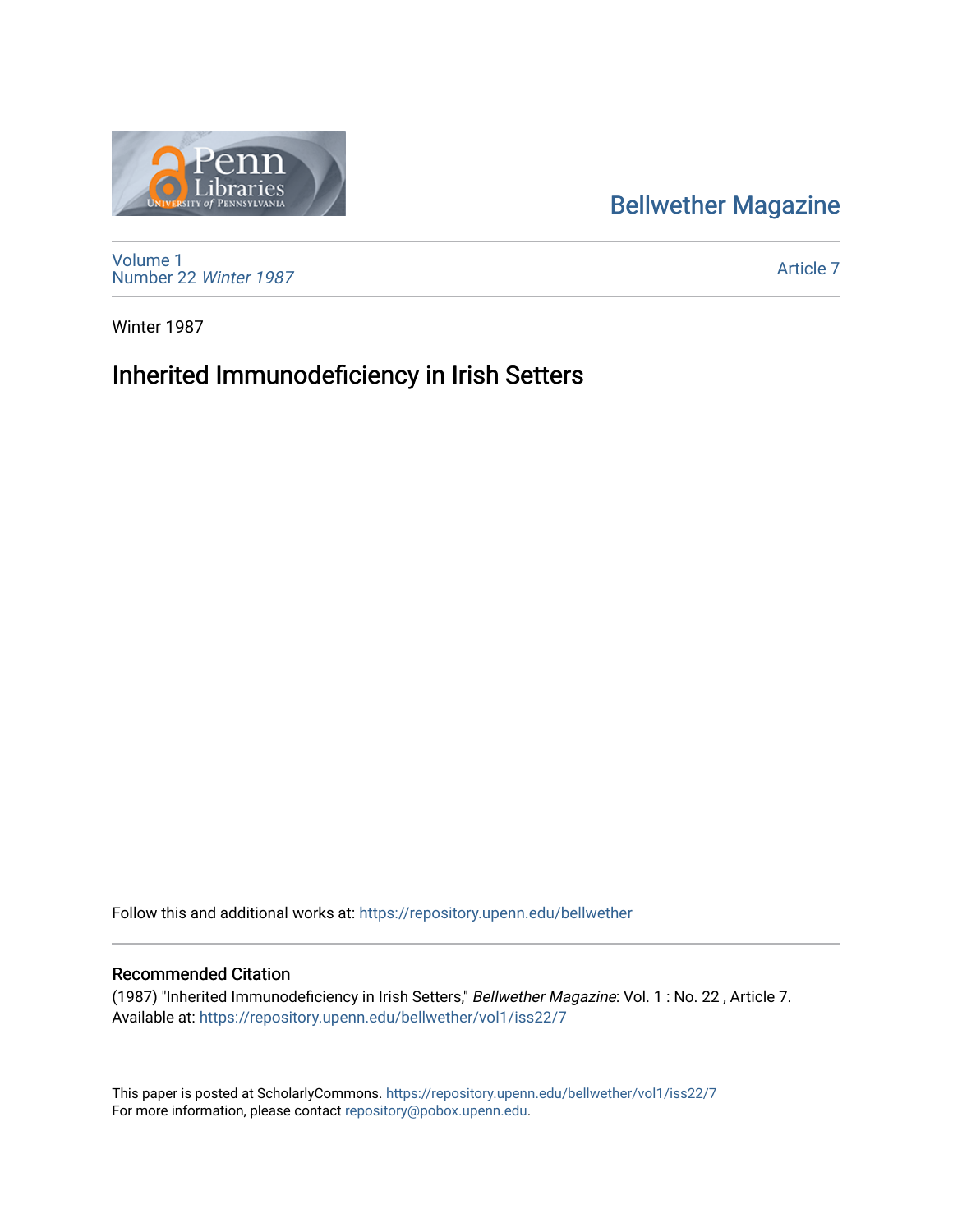Bellwether Magazine

Volume 1
Number 22 *Winter 1987*

Article 7

Winter 1987

# Inherited Immunodeficiency in Irish Setters

Follow this and additional works at: https://repository.upenn.edu/bellwether

## Recommended Citation

(1987) "Inherited Immunodeficiency in Irish Setters," *Bellwether Magazine*: Vol. 1 : No. 22 , Article 7.
Available at: https://repository.upenn.edu/bellwether/vol1/iss22/7

This paper is posted at ScholarlyCommons. https://repository.upenn.edu/bellwether/vol1/iss22/7
For more information, please contact repository@pobox.upenn.edu.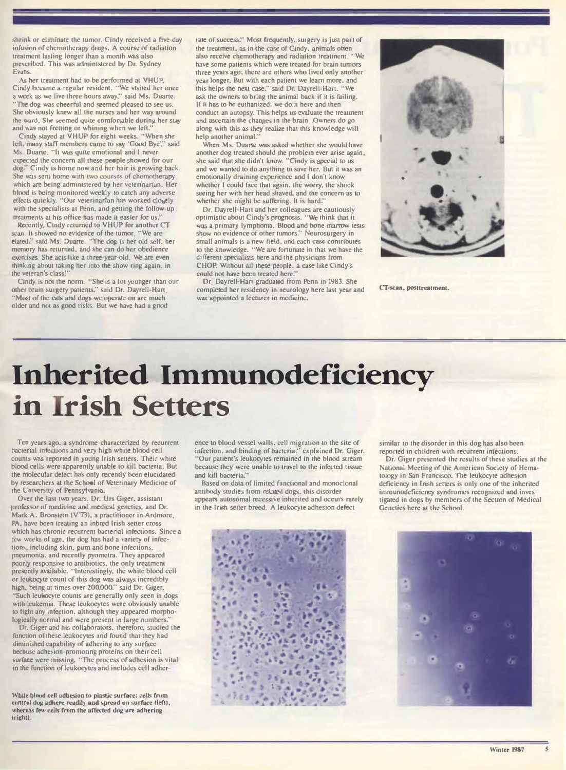shrink or eliminate the tumor. Cindy received a five-day infusion of chemotherapy drugs. A course of radiation treatment lasting longer than a month was also prescribed. This was administered by Dr. Sydney Evans.

As her treatment had to be performed at VHUP, Cindy became a regular resident. "We visited her once a week as we live three hours away," said Ms. Duarte. "The dog was cheerful and seemed pleased to see us. She obviously knew all the nurses and her way around the ward. She seemed quite comfortable during her stay and was not fretting or whining when we left."

Cindy stayed at VHUP for eight weeks. "When she left, many staff members came to say 'Good Bye'," said Ms. Duarte. "It was quite emotional and I never expected the concern all these people showed for our dog." Cindy is home now and her hair is growing back. She was sent home with two courses of chemotherapy which are being administered by her veterinarian. Her blood is being monitored weekly to catch any adverse effects quickly. "Our veterinarian has worked closely with the specialists at Penn, and getting the follow-up treatments at his office has made it easier for us."

Recently, Cindy returned to VHUP for another CT scan. It showed no evidence of the tumor. "We are elated," said Ms. Duarte. "The dog is her old self, her memory has returned, and she can do her obedience exercises. She acts like a three-year-old. We are even thinking about taking her into the show ring again, in the veteran's class!"

Cindy is not the norm. "She is a lot younger than our other brain surgery patients," said Dr. Dayrell-Hart. "Most of the cats and dogs we operate on are much older and not as good risks. But we have had a good rate of success." Most frequently, surgery is just part of the treatment, as in the case of Cindy, animals often also receive chemotherapy and radiation treatment. "We have some patients which were treated for brain tumors three years ago; there are others who lived only another year longer. But with each patient we learn more, and this helps the next case," said Dr. Dayrell-Hart. "We ask the owners to bring the animal back if it is failing. If it has to be euthanized, we do it here and then conduct an autopsy. This helps us evaluate the treatment and ascertain the changes in the brain. Owners do go along with this as they realize that this knowledge will help another animal."

When Ms. Duarte was asked whether she would have another dog treated should the problem ever arise again, she said that she didn't know. "Cindy is special to us and we wanted to do anything to save her. But it was an emotionally draining experience and I don't know whether I could face that again, the worry, the shock seeing her with her head shaved, and the concern as to whether she might be suffering. It is hard."

Dr. Dayrell-Hart and her colleagues are cautiously optimistic about Cindy's prognosis. "We think that it was a primary lymphoma. Blood and bone marrow tests show no evidence of other tumors." Neurosurgery in small animals is a new field, and each case contributes to the knowledge. "We are fortunate in that we have the different specialists here and the physicians from CHOP. Without all these people, a case like Cindy's could not have been treated here."

Dr. Dayrell-Hart graduated from Penn in 1983. She completed her residency in neurology here last year and was appointed a lecturer in medicine.

**CT-scan, posttreatment.**

# Inherited Immunodeficiency in Irish Setters

Ten years ago, a syndrome characterized by recurrent bacterial infections and very high white blood cell counts was reported in young Irish setters. Their white blood cells were apparently unable to kill bacteria. But the molecular defect has only recently been elucidated by researchers at the School of Veterinary Medicine of the University of Pennsylvania.

Over the last two years, Dr. Urs Giger, assistant professor of medicine and medical genetics, and Dr. Mark A. Bronstein (V'73), a practitioner in Ardmore, PA, have been treating an inbred Irish setter cross which has chronic recurrent bacterial infections. Since a few weeks of age, the dog has had a variety of infections, including skin, gum and bone infections, pneumonia, and recently pyometra. They appeared poorly responsive to antibiotics, the only treatment presently available. "Interestingly, the white blood cell or leukocyte count of this dog was always incredibly high, being at times over 200,000," said Dr. Giger. "Such leukocyte counts are generally only seen in dogs with leukemia. These leukocytes were obviously unable to fight any infection, although they appeared morphologically normal and were present in large numbers."

Dr. Giger and his collaborators, therefore, studied the function of these leukocytes and found that they had diminished capability of adhering to any surface because adhesion-promoting proteins on their cell surface were missing. "The process of adhesion is vital in the function of leukocytes and includes cell adherence to blood vessel walls, cell migration to the site of infection, and binding of bacteria," explained Dr. Giger. "Our patient's leukocytes remained in the blood stream because they were unable to travel to the infected tissue and kill bacteria."

Based on data of limited functional and monoclonal antibody studies from related dogs, this disorder appears autosomal recessive inherited and occurs rarely in the Irish setter breed. A leukocyte adhesion defect similar to the disorder in this dog has also been reported in children with recurrent infections.

Dr. Giger presented the results of these studies at the National Meeting of the American Society of Hematology in San Francisco. The leukocyte adhesion deficiency in Irish setters is only one of the inherited immunodeficiency syndromes recognized and investigated in dogs by members of the Section of Medical Genetics here at the School.

**White blood cell adhesion to plastic surface; cells from control dog adhere readily and spread on surface (left), whereas few cells from the affected dog are adhering (right).**